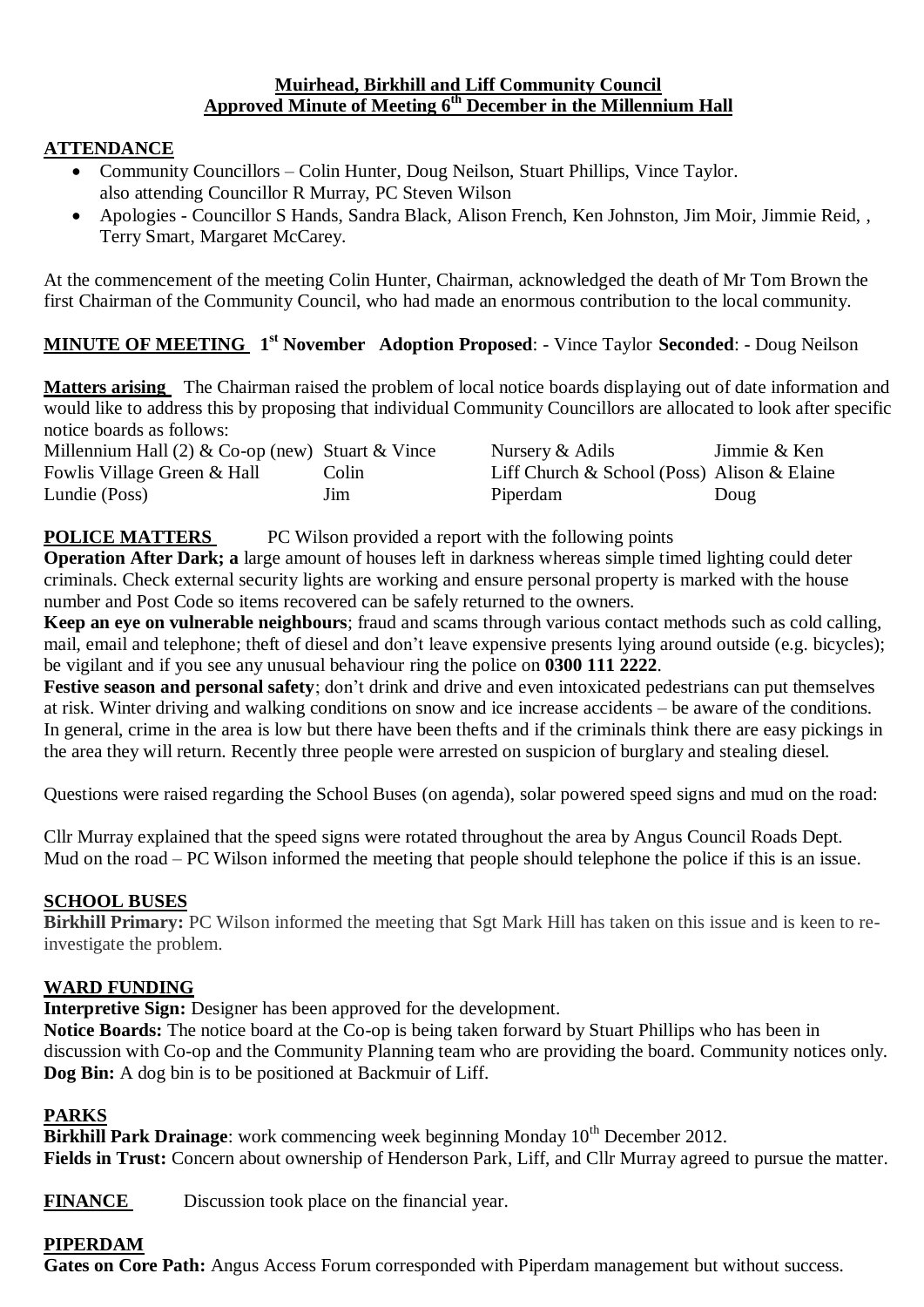# Muirhead, Birkhill and Liff Community Council
## Approved Minute of Meeting 6th December in the Millennium Hall

## ATTENDANCE

- Community Councillors – Colin Hunter, Doug Neilson, Stuart Phillips, Vince Taylor.
  also attending Councillor R Murray, PC Steven Wilson
- Apologies - Councillor S Hands, Sandra Black, Alison French, Ken Johnston, Jim Moir, Jimmie Reid, , Terry Smart, Margaret McCarey.

At the commencement of the meeting Colin Hunter, Chairman, acknowledged the death of Mr Tom Brown the first Chairman of the Community Council, who had made an enormous contribution to the local community.

**MINUTE OF MEETING 1st November Adoption Proposed**: - Vince Taylor **Seconded**: - Doug Neilson

**Matters arising** The Chairman raised the problem of local notice boards displaying out of date information and would like to address this by proposing that individual Community Councillors are allocated to look after specific notice boards as follows:

| | | | |
|---|---|---|---|
| Millennium Hall (2) & Co-op (new) | Stuart & Vince | Nursery & Adils | Jimmie & Ken |
| Fowlis Village Green & Hall | Colin | Liff Church & School (Poss) | Alison & Elaine |
| Lundie (Poss) | Jim | Piperdam | Doug |

**POLICE MATTERS** PC Wilson provided a report with the following points

**Operation After Dark; a** large amount of houses left in darkness whereas simple timed lighting could deter criminals. Check external security lights are working and ensure personal property is marked with the house number and Post Code so items recovered can be safely returned to the owners.

**Keep an eye on vulnerable neighbours**; fraud and scams through various contact methods such as cold calling, mail, email and telephone; theft of diesel and don't leave expensive presents lying around outside (e.g. bicycles); be vigilant and if you see any unusual behaviour ring the police on **0300 111 2222**.

**Festive season and personal safety**; don't drink and drive and even intoxicated pedestrians can put themselves at risk. Winter driving and walking conditions on snow and ice increase accidents – be aware of the conditions. In general, crime in the area is low but there have been thefts and if the criminals think there are easy pickings in the area they will return. Recently three people were arrested on suspicion of burglary and stealing diesel.

Questions were raised regarding the School Buses (on agenda), solar powered speed signs and mud on the road:

Cllr Murray explained that the speed signs were rotated throughout the area by Angus Council Roads Dept.
Mud on the road – PC Wilson informed the meeting that people should telephone the police if this is an issue.

## SCHOOL BUSES

**Birkhill Primary:** PC Wilson informed the meeting that Sgt Mark Hill has taken on this issue and is keen to re-investigate the problem.

## WARD FUNDING

**Interpretive Sign:** Designer has been approved for the development.
**Notice Boards:** The notice board at the Co-op is being taken forward by Stuart Phillips who has been in discussion with Co-op and the Community Planning team who are providing the board. Community notices only.
**Dog Bin:** A dog bin is to be positioned at Backmuir of Liff.

## PARKS

**Birkhill Park Drainage**: work commencing week beginning Monday 10th December 2012.
**Fields in Trust:** Concern about ownership of Henderson Park, Liff, and Cllr Murray agreed to pursue the matter.

**FINANCE** Discussion took place on the financial year.

## PIPERDAM

**Gates on Core Path:** Angus Access Forum corresponded with Piperdam management but without success.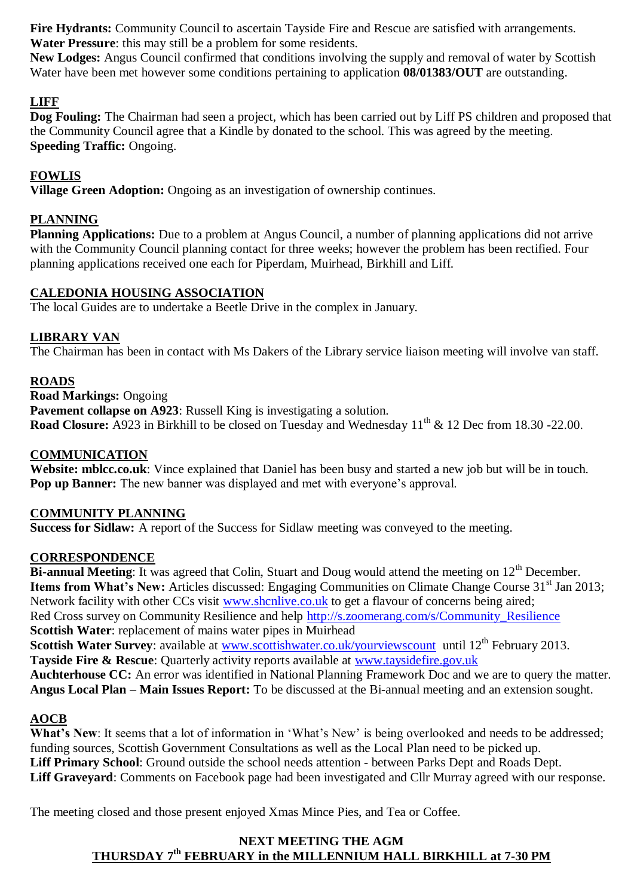**Fire Hydrants:** Community Council to ascertain Tayside Fire and Rescue are satisfied with arrangements.
**Water Pressure**: this may still be a problem for some residents.
**New Lodges:** Angus Council confirmed that conditions involving the supply and removal of water by Scottish Water have been met however some conditions pertaining to application **08/01383/OUT** are outstanding.

## LIFF

**Dog Fouling:** The Chairman had seen a project, which has been carried out by Liff PS children and proposed that the Community Council agree that a Kindle by donated to the school. This was agreed by the meeting.
**Speeding Traffic:** Ongoing.

## FOWLIS

**Village Green Adoption:** Ongoing as an investigation of ownership continues.

## PLANNING

**Planning Applications:** Due to a problem at Angus Council, a number of planning applications did not arrive with the Community Council planning contact for three weeks; however the problem has been rectified. Four planning applications received one each for Piperdam, Muirhead, Birkhill and Liff.

## CALEDONIA HOUSING ASSOCIATION

The local Guides are to undertake a Beetle Drive in the complex in January.

## LIBRARY VAN

The Chairman has been in contact with Ms Dakers of the Library service liaison meeting will involve van staff.

## ROADS

**Road Markings:** Ongoing
**Pavement collapse on A923**: Russell King is investigating a solution.
**Road Closure:** A923 in Birkhill to be closed on Tuesday and Wednesday 11th & 12 Dec from 18.30 -22.00.

## COMMUNICATION

**Website: mblcc.co.uk**: Vince explained that Daniel has been busy and started a new job but will be in touch.
**Pop up Banner:** The new banner was displayed and met with everyone's approval.

## COMMUNITY PLANNING

**Success for Sidlaw:** A report of the Success for Sidlaw meeting was conveyed to the meeting.

## CORRESPONDENCE

**Bi-annual Meeting**: It was agreed that Colin, Stuart and Doug would attend the meeting on 12th December.
**Items from What's New:** Articles discussed: Engaging Communities on Climate Change Course 31st Jan 2013; Network facility with other CCs visit www.shcnlive.co.uk to get a flavour of concerns being aired;
Red Cross survey on Community Resilience and help http://s.zoomerang.com/s/Community_Resilience
**Scottish Water**: replacement of mains water pipes in Muirhead
**Scottish Water Survey**: available at www.scottishwater.co.uk/yourviewscount until 12th February 2013.
**Tayside Fire & Rescue**: Quarterly activity reports available at www.taysidefire.gov.uk
**Auchterhouse CC:** An error was identified in National Planning Framework Doc and we are to query the matter.
**Angus Local Plan – Main Issues Report:** To be discussed at the Bi-annual meeting and an extension sought.

## AOCB

**What's New**: It seems that a lot of information in 'What's New' is being overlooked and needs to be addressed; funding sources, Scottish Government Consultations as well as the Local Plan need to be picked up.
**Liff Primary School**: Ground outside the school needs attention - between Parks Dept and Roads Dept.
**Liff Graveyard**: Comments on Facebook page had been investigated and Cllr Murray agreed with our response.

The meeting closed and those present enjoyed Xmas Mince Pies, and Tea or Coffee.

**NEXT MEETING THE AGM**
**THURSDAY 7th FEBRUARY in the MILLENNIUM HALL BIRKHILL at 7-30 PM**